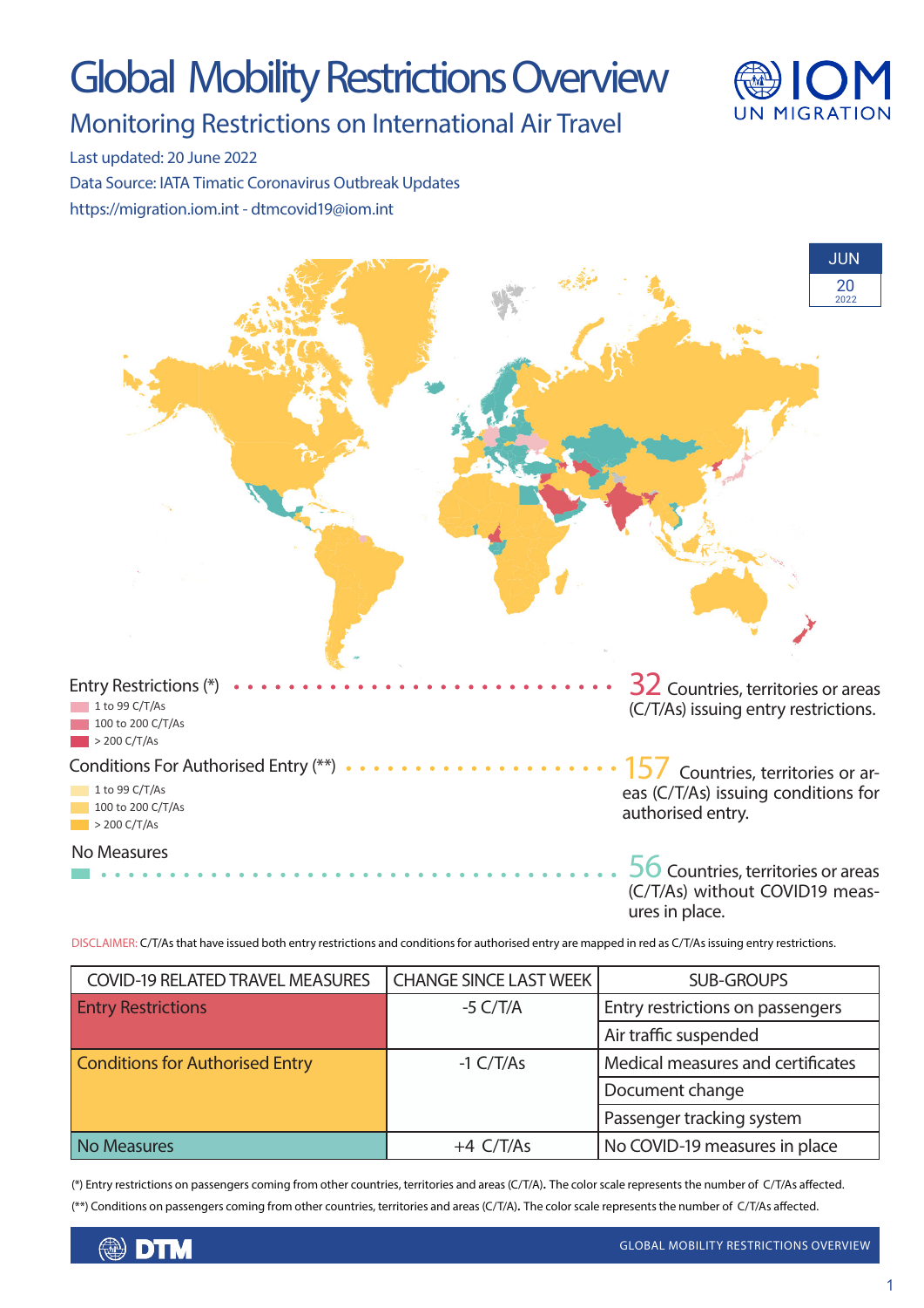# Global Mobility Restrictions Overview

## Monitoring Restrictions on International Air Travel

Last updated: 20 June 2022

Data Source: IATA Timatic Coronavirus Outbreak Updates

https://migration.iom.int - dtmcovid19@iom.int

JUN 20 2022

Entry Restrictions (*)
- 1 to 99 C/T/As
- 100 to 200 C/T/As
- > 200 C/T/As

**32** Countries, territories or areas (C/T/As) issuing entry restrictions.

Conditions For Authorised Entry (**)
- 1 to 99 C/T/As
- 100 to 200 C/T/As
- > 200 C/T/As

**157** Countries, territories or areas (C/T/As) issuing conditions for authorised entry.

No Measures

**56** Countries, territories or areas (C/T/As) without COVID19 measures in place.

DISCLAIMER: C/T/As that have issued both entry restrictions and conditions for authorised entry are mapped in red as C/T/As issuing entry restrictions.

| COVID-19 RELATED TRAVEL MEASURES | CHANGE SINCE LAST WEEK | SUB-GROUPS |
|---|---|---|
| Entry Restrictions | -5 C/T/A | Entry restrictions on passengers |
| | | Air traffic suspended |
| Conditions for Authorised Entry | -1 C/T/As | Medical measures and certificates |
| | | Document change |
| | | Passenger tracking system |
| No Measures | +4 C/T/As | No COVID-19 measures in place |

(*) Entry restrictions on passengers coming from other countries, territories and areas (C/T/A). The color scale represents the number of C/T/As affected.

(**) Conditions on passengers coming from other countries, territories and areas (C/T/A). The color scale represents the number of C/T/As affected.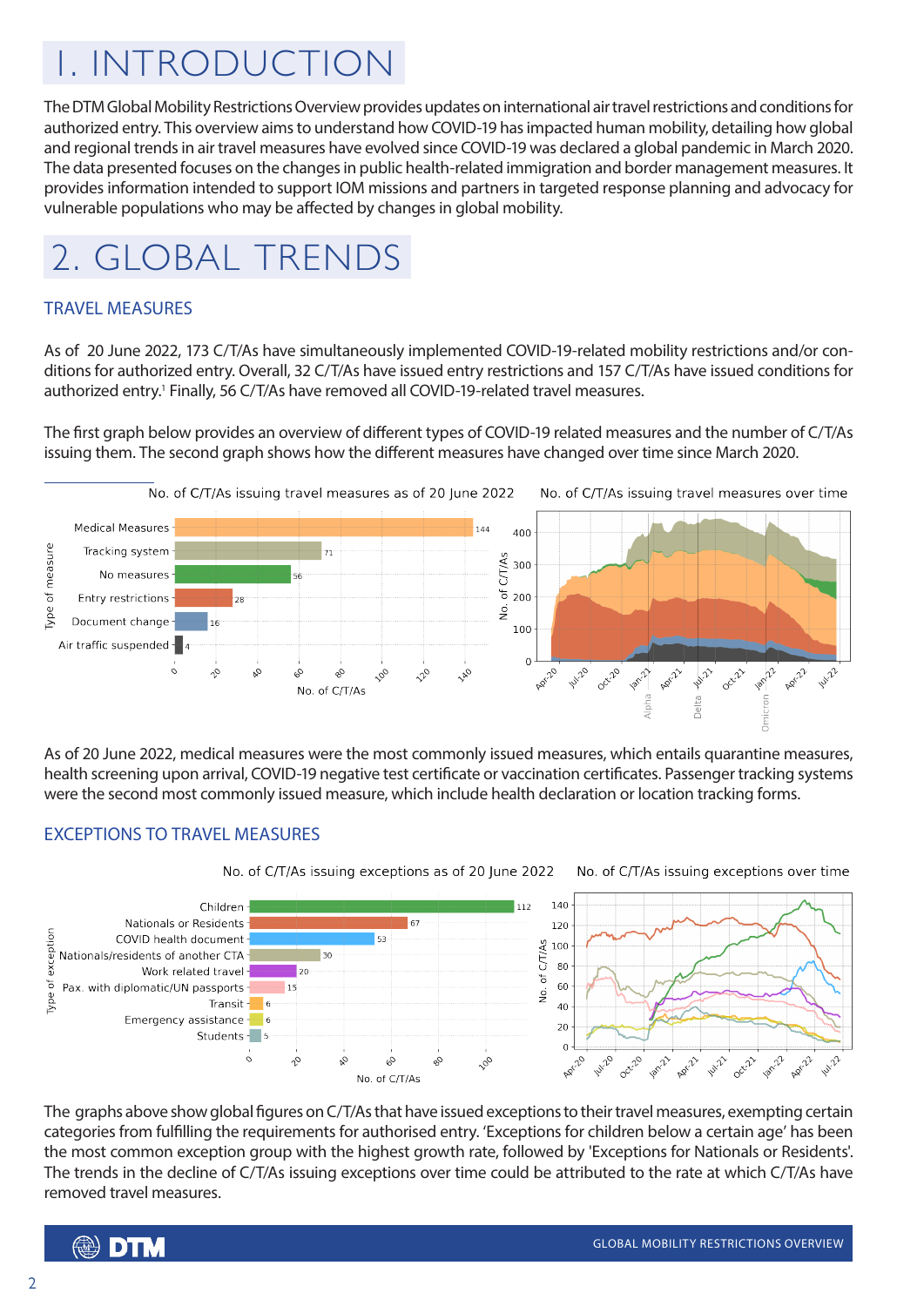# 1. INTRODUCTION

The DTM Global Mobility Restrictions Overview provides updates on international air travel restrictions and conditions for authorized entry. This overview aims to understand how COVID-19 has impacted human mobility, detailing how global and regional trends in air travel measures have evolved since COVID-19 was declared a global pandemic in March 2020. The data presented focuses on the changes in public health-related immigration and border management measures. It provides information intended to support IOM missions and partners in targeted response planning and advocacy for vulnerable populations who may be affected by changes in global mobility.

# 2. GLOBAL TRENDS

## TRAVEL MEASURES

As of 20 June 2022, 173 C/T/As have simultaneously implemented COVID-19-related mobility restrictions and/or conditions for authorized entry. Overall, 32 C/T/As have issued entry restrictions and 157 C/T/As have issued conditions for authorized entry.[1] Finally, 56 C/T/As have removed all COVID-19-related travel measures.

The first graph below provides an overview of different types of COVID-19 related measures and the number of C/T/As issuing them. The second graph shows how the different measures have changed over time since March 2020.

No. of C/T/As issuing travel measures as of 20 June 2022

| Type of measure | No. of C/T/As |
|---|---|
| Medical Measures | 144 |
| Tracking system | 71 |
| No measures | 56 |
| Entry restrictions | 28 |
| Document change | 16 |
| Air traffic suspended | 4 |

No. of C/T/As issuing travel measures over time

As of 20 June 2022, medical measures were the most commonly issued measures, which entails quarantine measures, health screening upon arrival, COVID-19 negative test certificate or vaccination certificates. Passenger tracking systems were the second most commonly issued measure, which include health declaration or location tracking forms.

## EXCEPTIONS TO TRAVEL MEASURES

No. of C/T/As issuing exceptions as of 20 June 2022

| Type of exception | No. of C/T/As |
|---|---|
| Children | 112 |
| Nationals or Residents | 67 |
| COVID health document | 53 |
| Nationals/residents of another CTA | 30 |
| Work related travel | 20 |
| Pax. with diplomatic/UN passports | 15 |
| Transit | 6 |
| Emergency assistance | 6 |
| Students | 5 |

No. of C/T/As issuing exceptions over time

The graphs above show global figures on C/T/As that have issued exceptions to their travel measures, exempting certain categories from fulfilling the requirements for authorised entry. 'Exceptions for children below a certain age' has been the most common exception group with the highest growth rate, followed by 'Exceptions for Nationals or Residents'. The trends in the decline of C/T/As issuing exceptions over time could be attributed to the rate at which C/T/As have removed travel measures.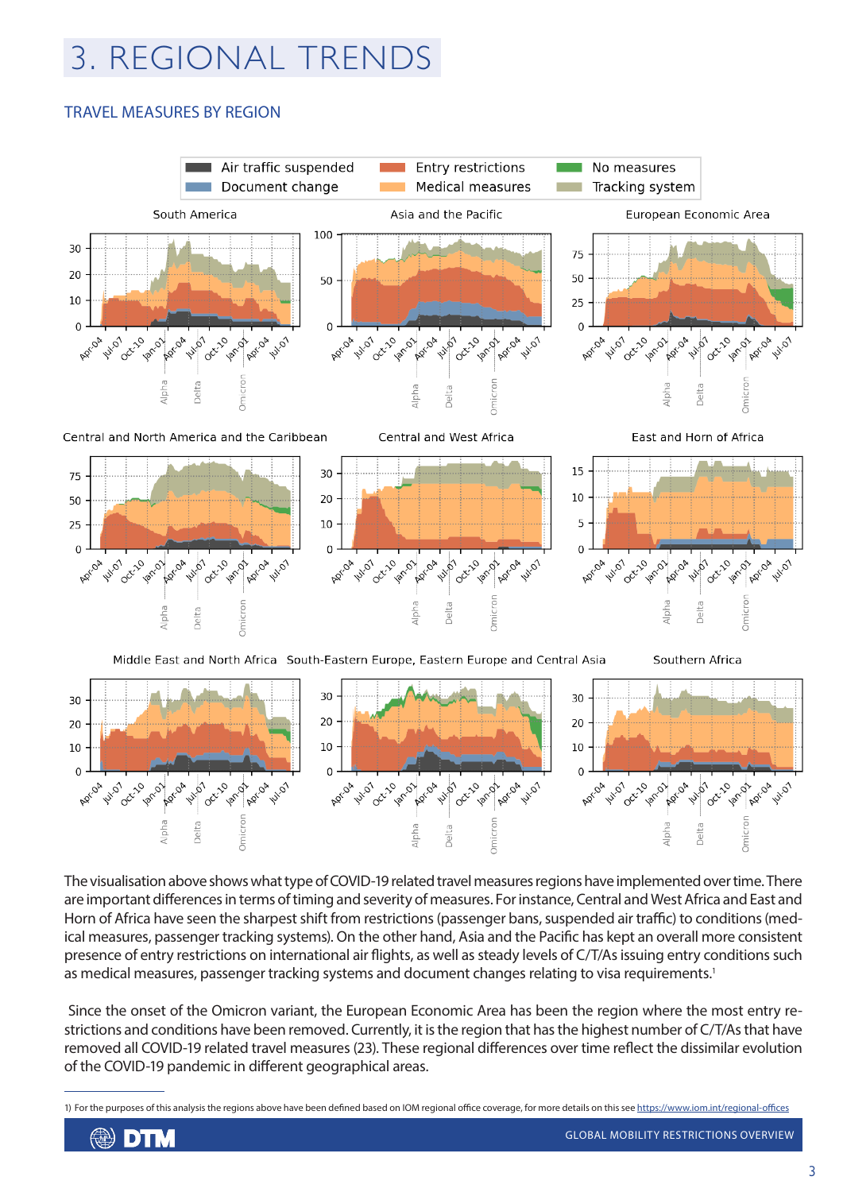# 3. REGIONAL TRENDS

## TRAVEL MEASURES BY REGION

Air traffic suspended
Document change
Entry restrictions
Medical measures
No measures
Tracking system

South America
Asia and the Pacific
European Economic Area
Central and North America and the Caribbean
Central and West Africa
East and Horn of Africa
Middle East and North Africa
South-Eastern Europe, Eastern Europe and Central Asia
Southern Africa

Apr-04 Jul-07 Oct-10 Jan-01 Apr-04 Jul-07 Oct-10 Jan-01 Apr-04 Jul-07

Alpha Delta Omicron

The visualisation above shows what type of COVID-19 related travel measures regions have implemented over time. There are important differences in terms of timing and severity of measures. For instance, Central and West Africa and East and Horn of Africa have seen the sharpest shift from restrictions (passenger bans, suspended air traffic) to conditions (medical measures, passenger tracking systems). On the other hand, Asia and the Pacific has kept an overall more consistent presence of entry restrictions on international air flights, as well as steady levels of C/T/As issuing entry conditions such as medical measures, passenger tracking systems and document changes relating to visa requirements.[1]

Since the onset of the Omicron variant, the European Economic Area has been the region where the most entry restrictions and conditions have been removed. Currently, it is the region that has the highest number of C/T/As that have removed all COVID-19 related travel measures (23). These regional differences over time reflect the dissimilar evolution of the COVID-19 pandemic in different geographical areas.

1) For the purposes of this analysis the regions above have been defined based on IOM regional office coverage, for more details on this see https://www.iom.int/regional-offices